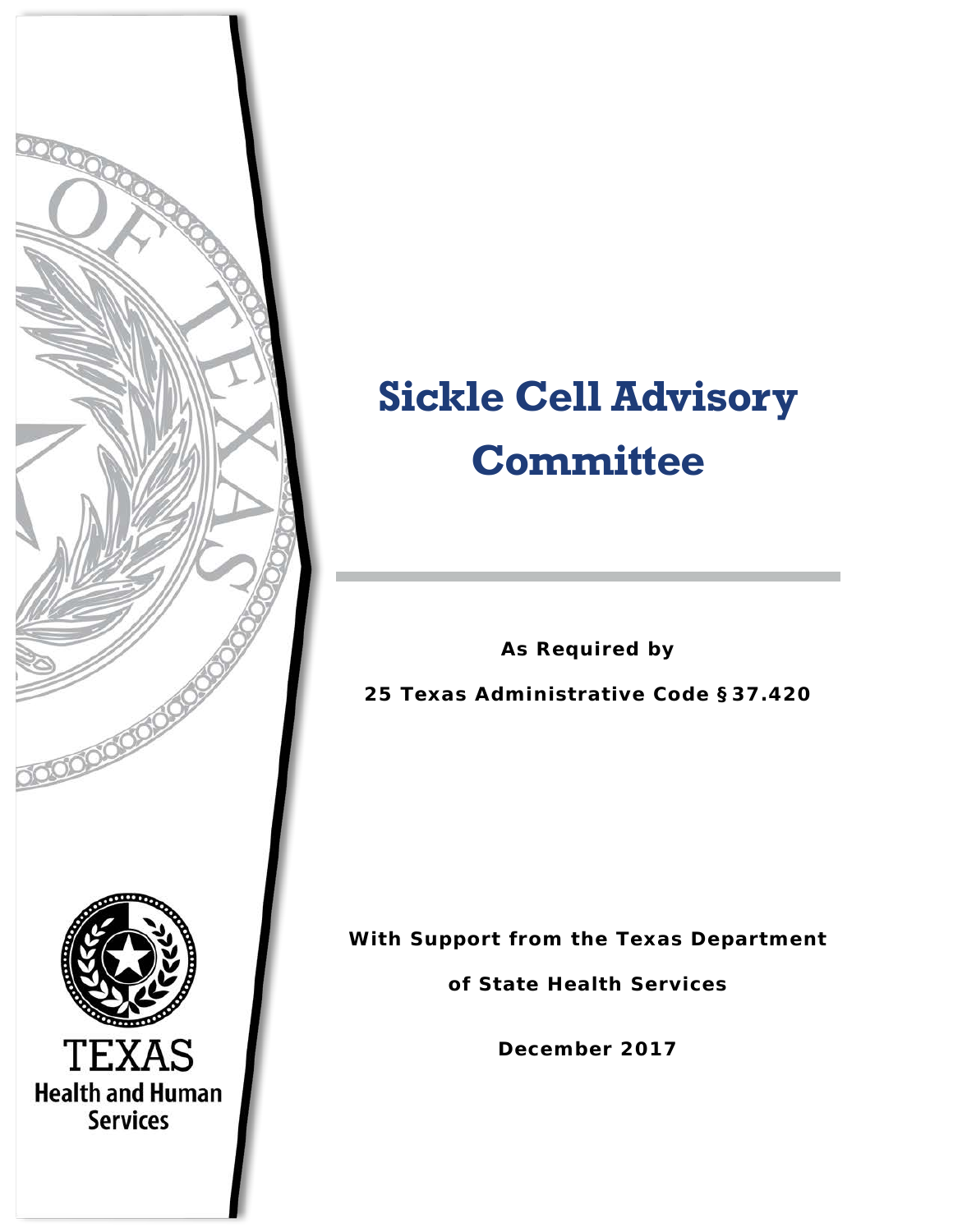# Sickle Cell Advisory Committee

**As Required by**

**25 Texas Administrative Code §37.420**

**With Support from the Texas Department of State Health Services**

**December 2017**

TEXAS Health and Human Services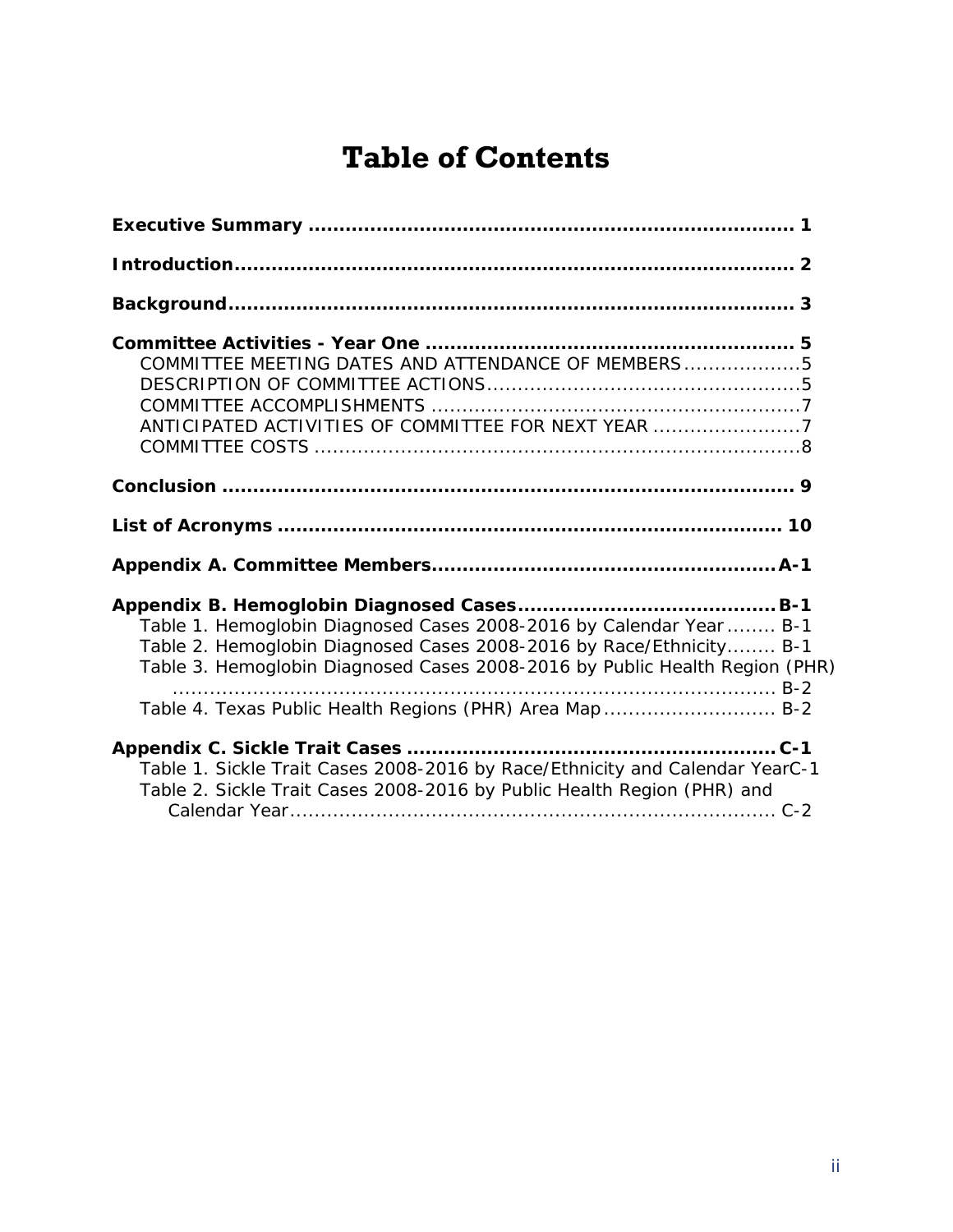# Table of Contents

**Executive Summary** ............................................................................ **1**

**Introduction** ........................................................................................ **2**

**Background** ......................................................................................... **3**

**Committee Activities - Year One** .......................................................... **5**

- COMMITTEE MEETING DATES AND ATTENDANCE OF MEMBERS ...................5
- DESCRIPTION OF COMMITTEE ACTIONS ..................................................5
- COMMITTEE ACCOMPLISHMENTS ...........................................................7
- ANTICIPATED ACTIVITIES OF COMMITTEE FOR NEXT YEAR ........................7
- COMMITTEE COSTS ...............................................................................8

**Conclusion** .......................................................................................... **9**

**List of Acronyms** ................................................................................ **10**

**Appendix A. Committee Members** ......................................................**A-1**

**Appendix B. Hemoglobin Diagnosed Cases** .........................................**B-1**

- Table 1. Hemoglobin Diagnosed Cases 2008-2016 by Calendar Year ........ B-1
- Table 2. Hemoglobin Diagnosed Cases 2008-2016 by Race/Ethnicity........ B-1
- Table 3. Hemoglobin Diagnosed Cases 2008-2016 by Public Health Region (PHR) ........................................................................................ B-2
- Table 4. Texas Public Health Regions (PHR) Area Map ............................ B-2

**Appendix C. Sickle Trait Cases** ...........................................................**C-1**

- Table 1. Sickle Trait Cases 2008-2016 by Race/Ethnicity and Calendar Year C-1
- Table 2. Sickle Trait Cases 2008-2016 by Public Health Region (PHR) and Calendar Year ............................................................................... C-2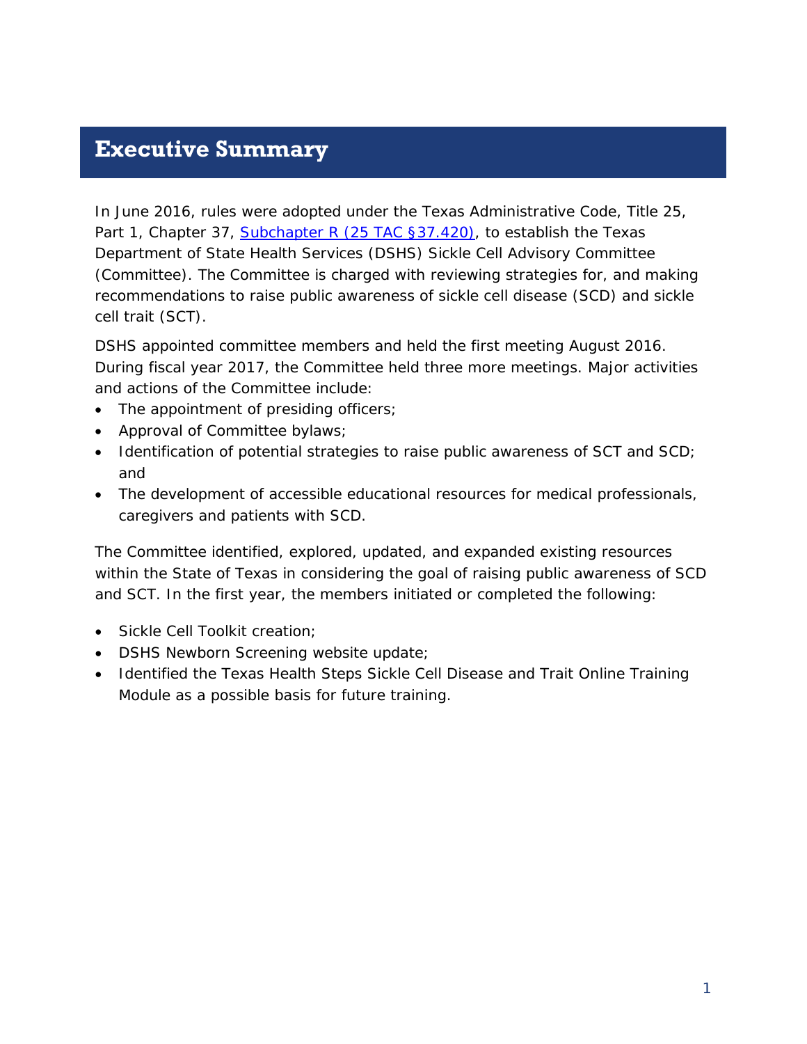# Executive Summary

In June 2016, rules were adopted under the Texas Administrative Code, Title 25, Part 1, Chapter 37, [Subchapter R (25 TAC §37.420)](), to establish the Texas Department of State Health Services (DSHS) Sickle Cell Advisory Committee (Committee). The Committee is charged with reviewing strategies for, and making recommendations to raise public awareness of sickle cell disease (SCD) and sickle cell trait (SCT).

DSHS appointed committee members and held the first meeting August 2016. During fiscal year 2017, the Committee held three more meetings. Major activities and actions of the Committee include:

- The appointment of presiding officers;
- Approval of Committee bylaws;
- Identification of potential strategies to raise public awareness of SCT and SCD; and
- The development of accessible educational resources for medical professionals, caregivers and patients with SCD.

The Committee identified, explored, updated, and expanded existing resources within the State of Texas in considering the goal of raising public awareness of SCD and SCT. In the first year, the members initiated or completed the following:

- Sickle Cell Toolkit creation;
- DSHS Newborn Screening website update;
- Identified the Texas Health Steps Sickle Cell Disease and Trait Online Training Module as a possible basis for future training.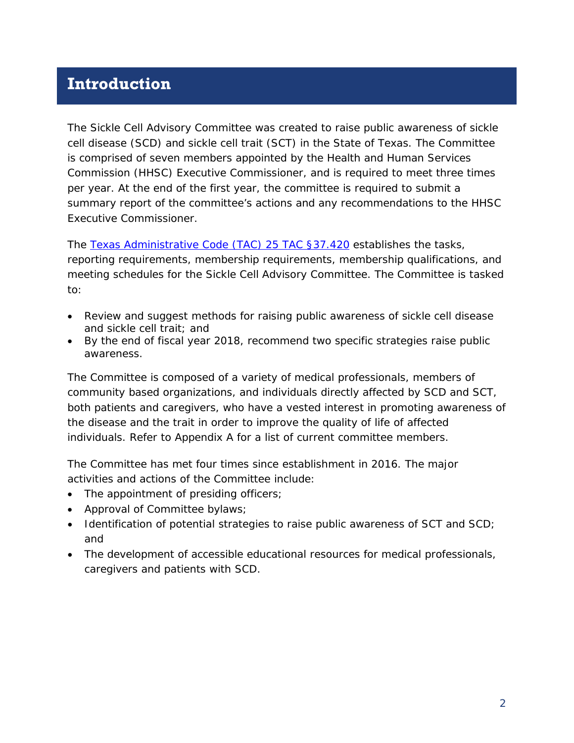# Introduction

The Sickle Cell Advisory Committee was created to raise public awareness of sickle cell disease (SCD) and sickle cell trait (SCT) in the State of Texas. The Committee is comprised of seven members appointed by the Health and Human Services Commission (HHSC) Executive Commissioner, and is required to meet three times per year. At the end of the first year, the committee is required to submit a summary report of the committee's actions and any recommendations to the HHSC Executive Commissioner.

The [Texas Administrative Code (TAC) 25 TAC §37.420](#) establishes the tasks, reporting requirements, membership requirements, membership qualifications, and meeting schedules for the Sickle Cell Advisory Committee. The Committee is tasked to:

- Review and suggest methods for raising public awareness of sickle cell disease and sickle cell trait; and
- By the end of fiscal year 2018, recommend two specific strategies raise public awareness.

The Committee is composed of a variety of medical professionals, members of community based organizations, and individuals directly affected by SCD and SCT, both patients and caregivers, who have a vested interest in promoting awareness of the disease and the trait in order to improve the quality of life of affected individuals. Refer to Appendix A for a list of current committee members.

The Committee has met four times since establishment in 2016. The major activities and actions of the Committee include:

- The appointment of presiding officers;
- Approval of Committee bylaws;
- Identification of potential strategies to raise public awareness of SCT and SCD; and
- The development of accessible educational resources for medical professionals, caregivers and patients with SCD.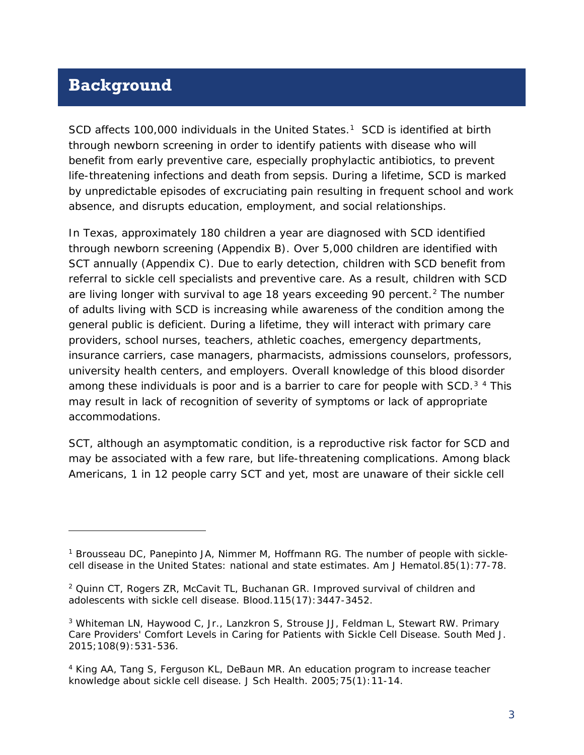# Background

SCD affects 100,000 individuals in the United States.[1] SCD is identified at birth through newborn screening in order to identify patients with disease who will benefit from early preventive care, especially prophylactic antibiotics, to prevent life-threatening infections and death from sepsis. During a lifetime, SCD is marked by unpredictable episodes of excruciating pain resulting in frequent school and work absence, and disrupts education, employment, and social relationships.

In Texas, approximately 180 children a year are diagnosed with SCD identified through newborn screening (Appendix B). Over 5,000 children are identified with SCT annually (Appendix C). Due to early detection, children with SCD benefit from referral to sickle cell specialists and preventive care. As a result, children with SCD are living longer with survival to age 18 years exceeding 90 percent.[2] The number of adults living with SCD is increasing while awareness of the condition among the general public is deficient. During a lifetime, they will interact with primary care providers, school nurses, teachers, athletic coaches, emergency departments, insurance carriers, case managers, pharmacists, admissions counselors, professors, university health centers, and employers. Overall knowledge of this blood disorder among these individuals is poor and is a barrier to care for people with SCD.[3] [4] This may result in lack of recognition of severity of symptoms or lack of appropriate accommodations.

SCT, although an asymptomatic condition, is a reproductive risk factor for SCD and may be associated with a few rare, but life-threatening complications. Among black Americans, 1 in 12 people carry SCT and yet, most are unaware of their sickle cell

---

[1] Brousseau DC, Panepinto JA, Nimmer M, Hoffmann RG. The number of people with sickle-cell disease in the United States: national and state estimates. Am J Hematol.85(1):77-78.

[2] Quinn CT, Rogers ZR, McCavit TL, Buchanan GR. Improved survival of children and adolescents with sickle cell disease. Blood.115(17):3447-3452.

[3] Whiteman LN, Haywood C, Jr., Lanzkron S, Strouse JJ, Feldman L, Stewart RW. Primary Care Providers' Comfort Levels in Caring for Patients with Sickle Cell Disease. South Med J. 2015;108(9):531-536.

[4] King AA, Tang S, Ferguson KL, DeBaun MR. An education program to increase teacher knowledge about sickle cell disease. J Sch Health. 2005;75(1):11-14.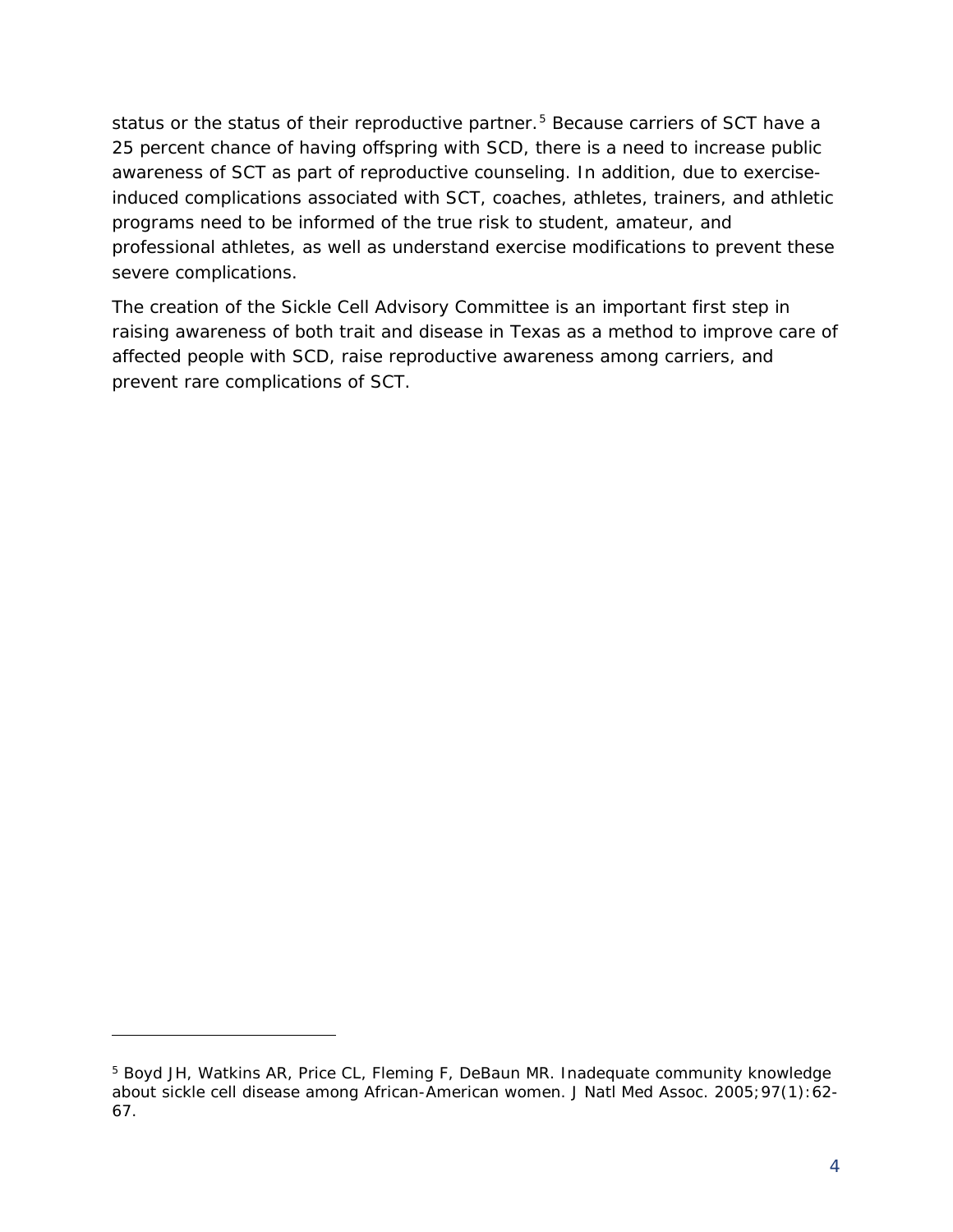status or the status of their reproductive partner.[5] Because carriers of SCT have a 25 percent chance of having offspring with SCD, there is a need to increase public awareness of SCT as part of reproductive counseling. In addition, due to exercise-induced complications associated with SCT, coaches, athletes, trainers, and athletic programs need to be informed of the true risk to student, amateur, and professional athletes, as well as understand exercise modifications to prevent these severe complications.

The creation of the Sickle Cell Advisory Committee is an important first step in raising awareness of both trait and disease in Texas as a method to improve care of affected people with SCD, raise reproductive awareness among carriers, and prevent rare complications of SCT.

---

[5] Boyd JH, Watkins AR, Price CL, Fleming F, DeBaun MR. Inadequate community knowledge about sickle cell disease among African-American women. J Natl Med Assoc. 2005;97(1):62-67.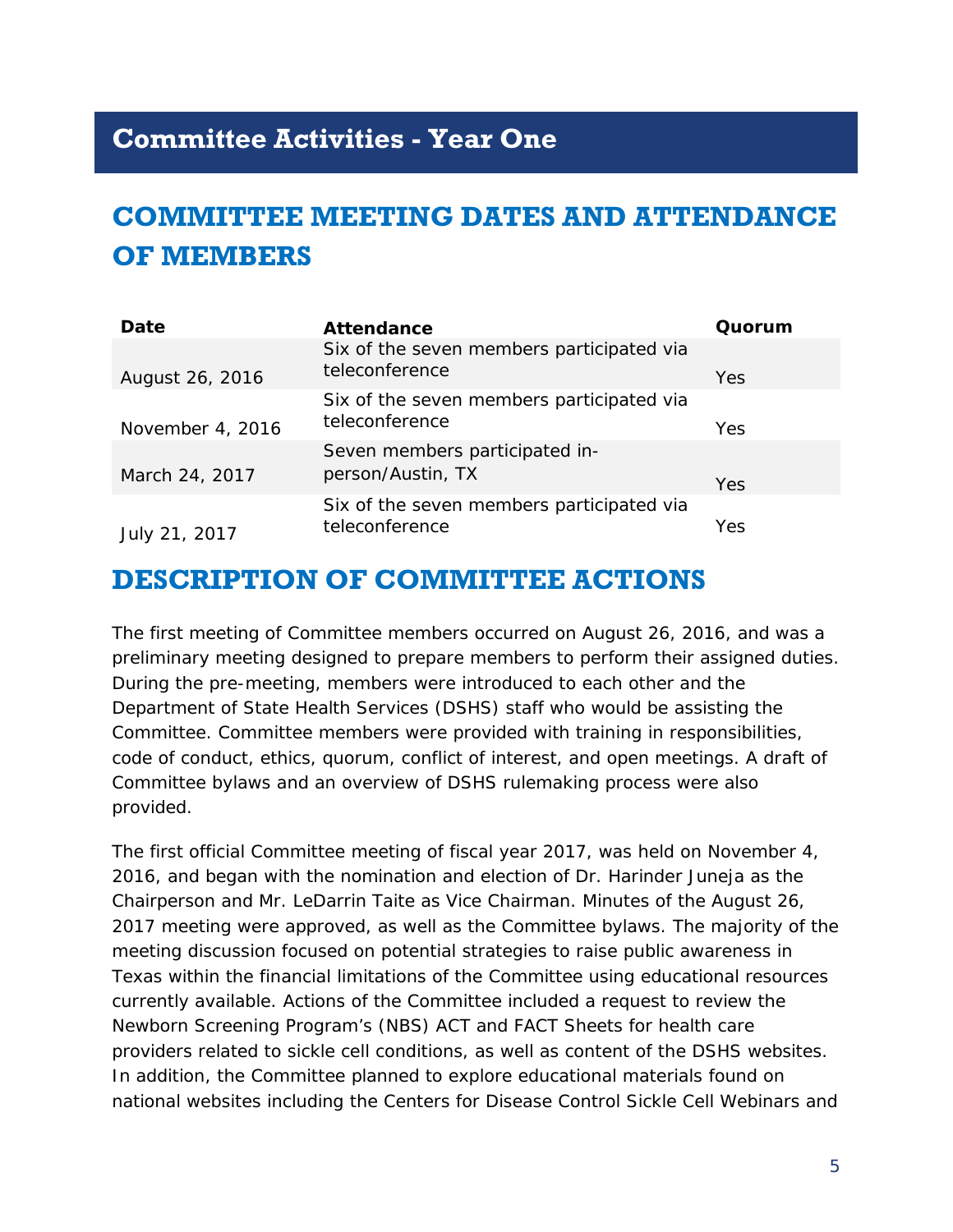# Committee Activities - Year One

## COMMITTEE MEETING DATES AND ATTENDANCE OF MEMBERS

| Date | Attendance | Quorum |
|---|---|---|
| August 26, 2016 | Six of the seven members participated via teleconference | Yes |
| November 4, 2016 | Six of the seven members participated via teleconference | Yes |
| March 24, 2017 | Seven members participated in-person/Austin, TX | Yes |
| July 21, 2017 | Six of the seven members participated via teleconference | Yes |

## DESCRIPTION OF COMMITTEE ACTIONS

The first meeting of Committee members occurred on August 26, 2016, and was a preliminary meeting designed to prepare members to perform their assigned duties. During the pre-meeting, members were introduced to each other and the Department of State Health Services (DSHS) staff who would be assisting the Committee. Committee members were provided with training in responsibilities, code of conduct, ethics, quorum, conflict of interest, and open meetings. A draft of Committee bylaws and an overview of DSHS rulemaking process were also provided.

The first official Committee meeting of fiscal year 2017, was held on November 4, 2016, and began with the nomination and election of Dr. Harinder Juneja as the Chairperson and Mr. LeDarrin Taite as Vice Chairman. Minutes of the August 26, 2017 meeting were approved, as well as the Committee bylaws. The majority of the meeting discussion focused on potential strategies to raise public awareness in Texas within the financial limitations of the Committee using educational resources currently available. Actions of the Committee included a request to review the Newborn Screening Program's (NBS) ACT and FACT Sheets for health care providers related to sickle cell conditions, as well as content of the DSHS websites. In addition, the Committee planned to explore educational materials found on national websites including the Centers for Disease Control Sickle Cell Webinars and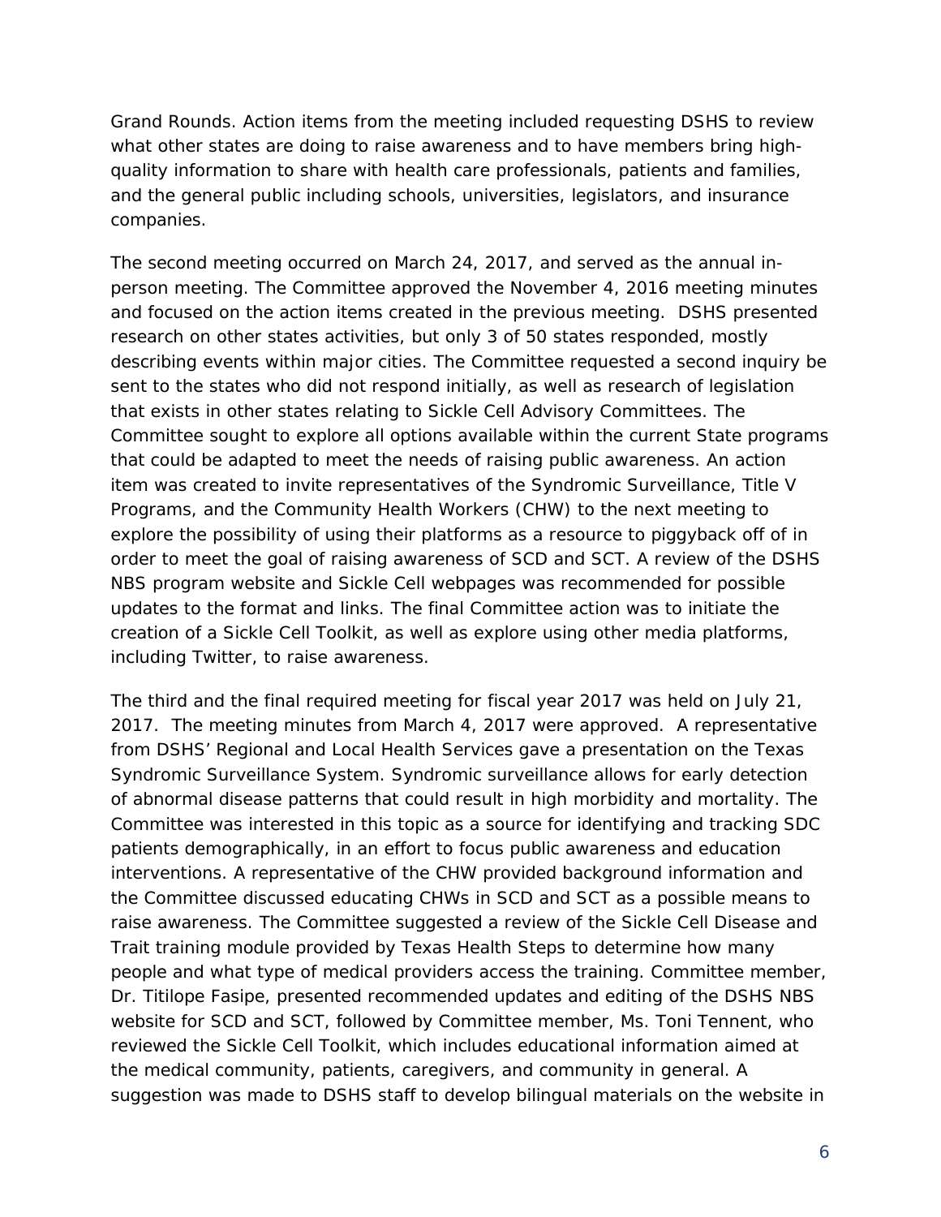Grand Rounds. Action items from the meeting included requesting DSHS to review what other states are doing to raise awareness and to have members bring high-quality information to share with health care professionals, patients and families, and the general public including schools, universities, legislators, and insurance companies.

The second meeting occurred on March 24, 2017, and served as the annual in-person meeting. The Committee approved the November 4, 2016 meeting minutes and focused on the action items created in the previous meeting. DSHS presented research on other states activities, but only 3 of 50 states responded, mostly describing events within major cities. The Committee requested a second inquiry be sent to the states who did not respond initially, as well as research of legislation that exists in other states relating to Sickle Cell Advisory Committees. The Committee sought to explore all options available within the current State programs that could be adapted to meet the needs of raising public awareness. An action item was created to invite representatives of the Syndromic Surveillance, Title V Programs, and the Community Health Workers (CHW) to the next meeting to explore the possibility of using their platforms as a resource to piggyback off of in order to meet the goal of raising awareness of SCD and SCT. A review of the DSHS NBS program website and Sickle Cell webpages was recommended for possible updates to the format and links. The final Committee action was to initiate the creation of a Sickle Cell Toolkit, as well as explore using other media platforms, including Twitter, to raise awareness.

The third and the final required meeting for fiscal year 2017 was held on July 21, 2017. The meeting minutes from March 4, 2017 were approved. A representative from DSHS' Regional and Local Health Services gave a presentation on the Texas Syndromic Surveillance System. Syndromic surveillance allows for early detection of abnormal disease patterns that could result in high morbidity and mortality. The Committee was interested in this topic as a source for identifying and tracking SDC patients demographically, in an effort to focus public awareness and education interventions. A representative of the CHW provided background information and the Committee discussed educating CHWs in SCD and SCT as a possible means to raise awareness. The Committee suggested a review of the Sickle Cell Disease and Trait training module provided by Texas Health Steps to determine how many people and what type of medical providers access the training. Committee member, Dr. Titilope Fasipe, presented recommended updates and editing of the DSHS NBS website for SCD and SCT, followed by Committee member, Ms. Toni Tennent, who reviewed the Sickle Cell Toolkit, which includes educational information aimed at the medical community, patients, caregivers, and community in general. A suggestion was made to DSHS staff to develop bilingual materials on the website in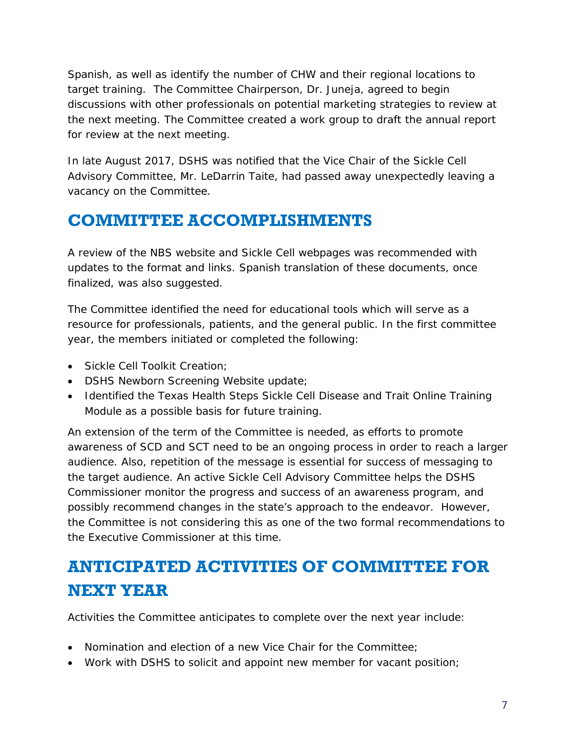Spanish, as well as identify the number of CHW and their regional locations to target training. The Committee Chairperson, Dr. Juneja, agreed to begin discussions with other professionals on potential marketing strategies to review at the next meeting. The Committee created a work group to draft the annual report for review at the next meeting.

In late August 2017, DSHS was notified that the Vice Chair of the Sickle Cell Advisory Committee, Mr. LeDarrin Taite, had passed away unexpectedly leaving a vacancy on the Committee.

## COMMITTEE ACCOMPLISHMENTS

A review of the NBS website and Sickle Cell webpages was recommended with updates to the format and links. Spanish translation of these documents, once finalized, was also suggested.

The Committee identified the need for educational tools which will serve as a resource for professionals, patients, and the general public. In the first committee year, the members initiated or completed the following:

- Sickle Cell Toolkit Creation;
- DSHS Newborn Screening Website update;
- Identified the Texas Health Steps Sickle Cell Disease and Trait Online Training Module as a possible basis for future training.

An extension of the term of the Committee is needed, as efforts to promote awareness of SCD and SCT need to be an ongoing process in order to reach a larger audience. Also, repetition of the message is essential for success of messaging to the target audience. An active Sickle Cell Advisory Committee helps the DSHS Commissioner monitor the progress and success of an awareness program, and possibly recommend changes in the state's approach to the endeavor. However, the Committee is not considering this as one of the two formal recommendations to the Executive Commissioner at this time.

## ANTICIPATED ACTIVITIES OF COMMITTEE FOR NEXT YEAR

Activities the Committee anticipates to complete over the next year include:

- Nomination and election of a new Vice Chair for the Committee;
- Work with DSHS to solicit and appoint new member for vacant position;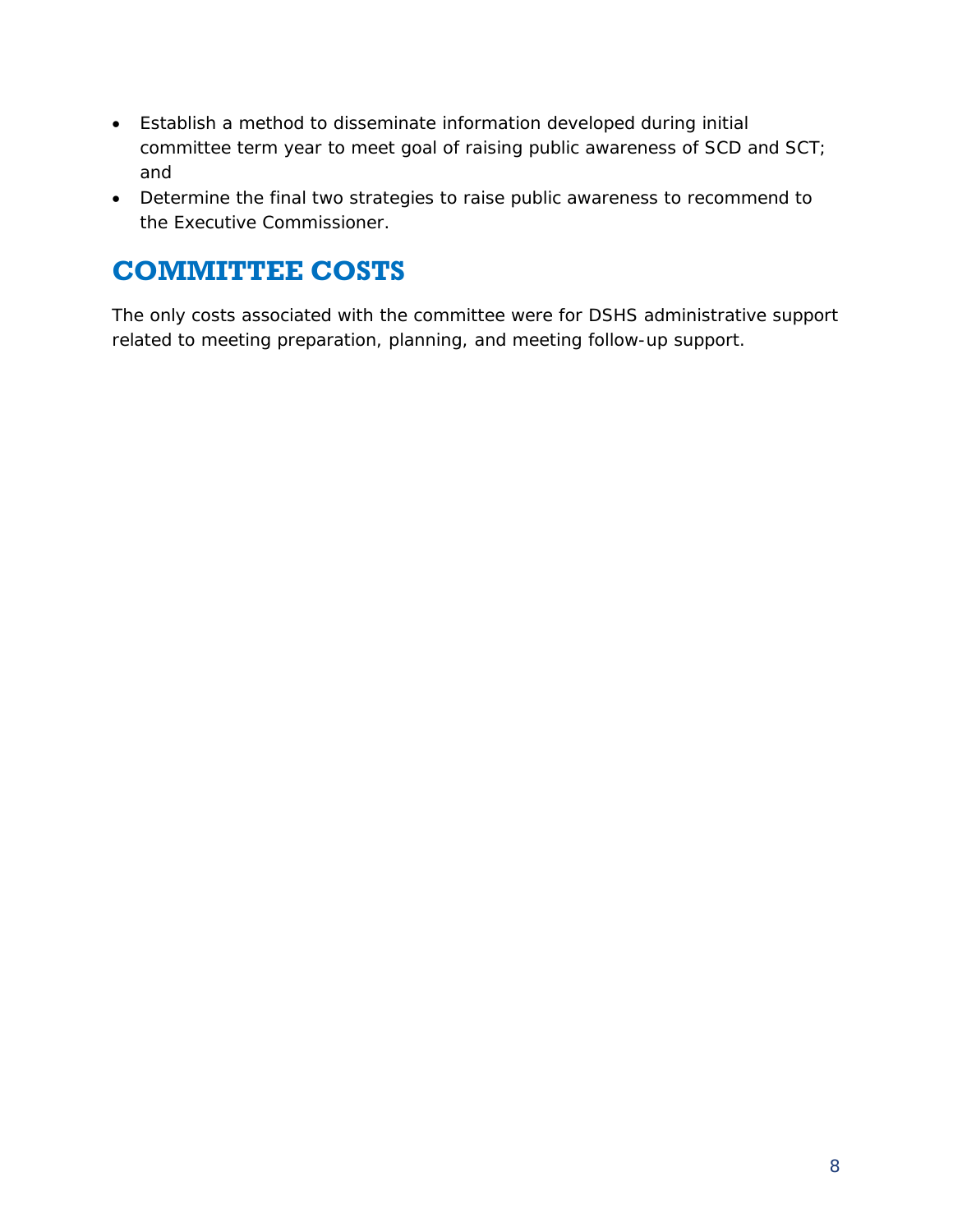- Establish a method to disseminate information developed during initial committee term year to meet goal of raising public awareness of SCD and SCT; and
- Determine the final two strategies to raise public awareness to recommend to the Executive Commissioner.

## COMMITTEE COSTS

The only costs associated with the committee were for DSHS administrative support related to meeting preparation, planning, and meeting follow-up support.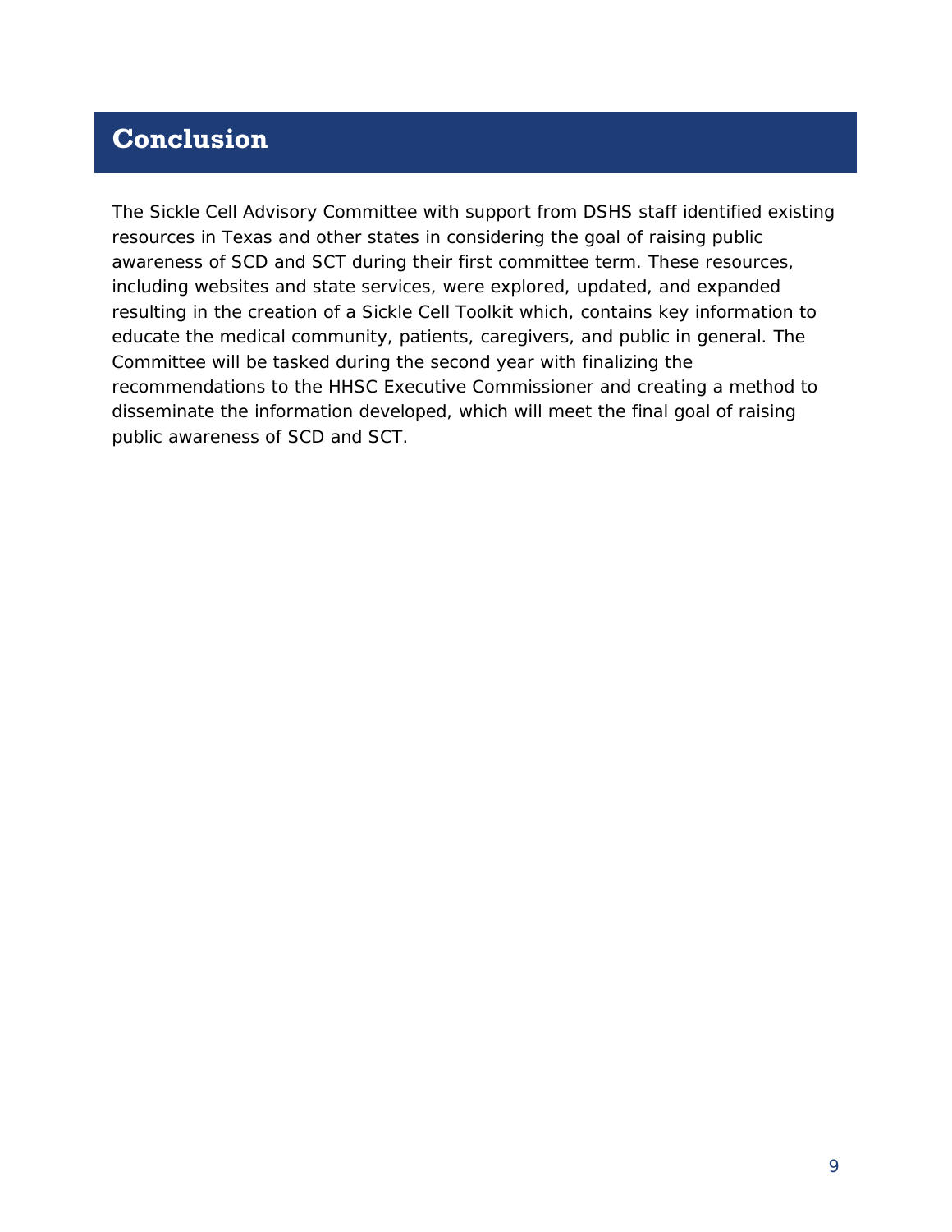# Conclusion

The Sickle Cell Advisory Committee with support from DSHS staff identified existing resources in Texas and other states in considering the goal of raising public awareness of SCD and SCT during their first committee term. These resources, including websites and state services, were explored, updated, and expanded resulting in the creation of a Sickle Cell Toolkit which, contains key information to educate the medical community, patients, caregivers, and public in general. The Committee will be tasked during the second year with finalizing the recommendations to the HHSC Executive Commissioner and creating a method to disseminate the information developed, which will meet the final goal of raising public awareness of SCD and SCT.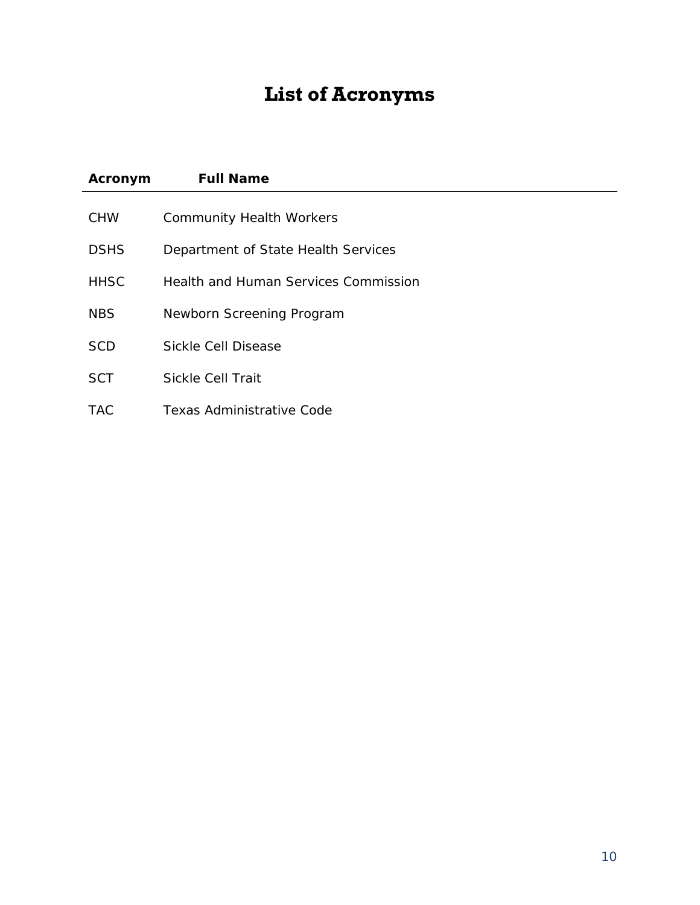# List of Acronyms

| Acronym | Full Name |
|---|---|
| CHW | Community Health Workers |
| DSHS | Department of State Health Services |
| HHSC | Health and Human Services Commission |
| NBS | Newborn Screening Program |
| SCD | Sickle Cell Disease |
| SCT | Sickle Cell Trait |
| TAC | Texas Administrative Code |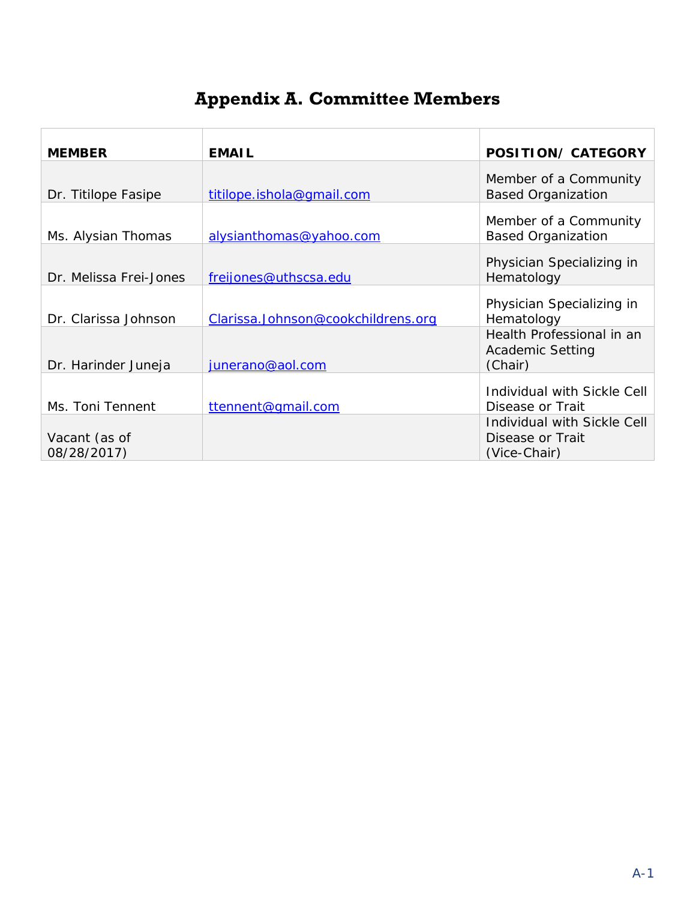# Appendix A. Committee Members

| MEMBER | EMAIL | POSITION/ CATEGORY |
|---|---|---|
| Dr. Titilope Fasipe | titilope.ishola@gmail.com | Member of a Community Based Organization |
| Ms. Alysian Thomas | alysianthomas@yahoo.com | Member of a Community Based Organization |
| Dr. Melissa Frei-Jones | freijones@uthscsa.edu | Physician Specializing in Hematology |
| Dr. Clarissa Johnson | Clarissa.Johnson@cookchildrens.org | Physician Specializing in Hematology |
| Dr. Harinder Juneja | junerano@aol.com | Health Professional in an Academic Setting (Chair) |
| Ms. Toni Tennent | ttennent@gmail.com | Individual with Sickle Cell Disease or Trait |
| Vacant (as of 08/28/2017) | | Individual with Sickle Cell Disease or Trait (Vice-Chair) |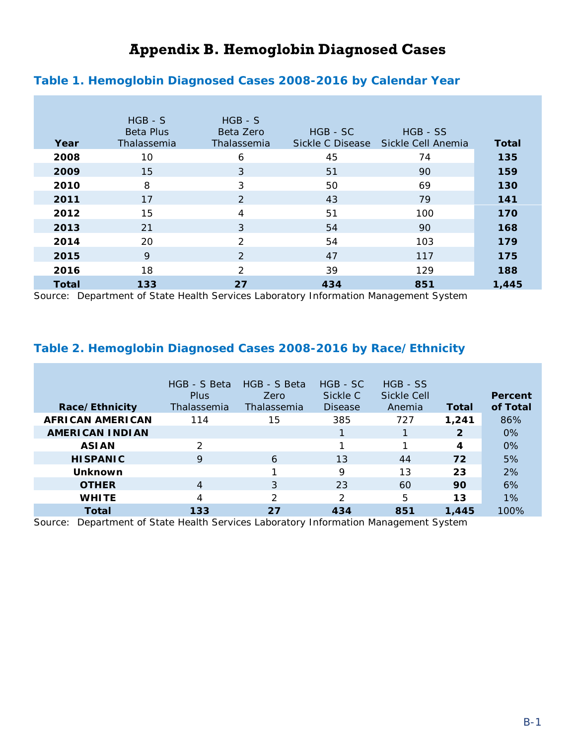# Appendix B. Hemoglobin Diagnosed Cases

## Table 1. Hemoglobin Diagnosed Cases 2008-2016 by Calendar Year

| Year | HGB - S Beta Plus Thalassemia | HGB - S Beta Zero Thalassemia | HGB - SC Sickle C Disease | HGB - SS Sickle Cell Anemia | Total |
|---|---|---|---|---|---|
| **2008** | 10 | 6 | 45 | 74 | **135** |
| **2009** | 15 | 3 | 51 | 90 | **159** |
| **2010** | 8 | 3 | 50 | 69 | **130** |
| **2011** | 17 | 2 | 43 | 79 | **141** |
| **2012** | 15 | 4 | 51 | 100 | **170** |
| **2013** | 21 | 3 | 54 | 90 | **168** |
| **2014** | 20 | 2 | 54 | 103 | **179** |
| **2015** | 9 | 2 | 47 | 117 | **175** |
| **2016** | 18 | 2 | 39 | 129 | **188** |
| **Total** | **133** | **27** | **434** | **851** | **1,445** |

Source: Department of State Health Services Laboratory Information Management System

## Table 2. Hemoglobin Diagnosed Cases 2008-2016 by Race/Ethnicity

| Race/Ethnicity | HGB - S Beta Plus Thalassemia | HGB - S Beta Zero Thalassemia | HGB - SC Sickle C Disease | HGB - SS Sickle Cell Anemia | Total | Percent of Total |
|---|---|---|---|---|---|---|
| **AFRICAN AMERICAN** | 114 | 15 | 385 | 727 | **1,241** | 86% |
| **AMERICAN INDIAN** | | | 1 | 1 | **2** | 0% |
| **ASIAN** | 2 | | 1 | 1 | **4** | 0% |
| **HISPANIC** | 9 | 6 | 13 | 44 | **72** | 5% |
| **Unknown** | | 1 | 9 | 13 | **23** | 2% |
| **OTHER** | 4 | 3 | 23 | 60 | **90** | 6% |
| **WHITE** | 4 | 2 | 2 | 5 | **13** | 1% |
| **Total** | **133** | **27** | **434** | **851** | **1,445** | 100% |

Source: Department of State Health Services Laboratory Information Management System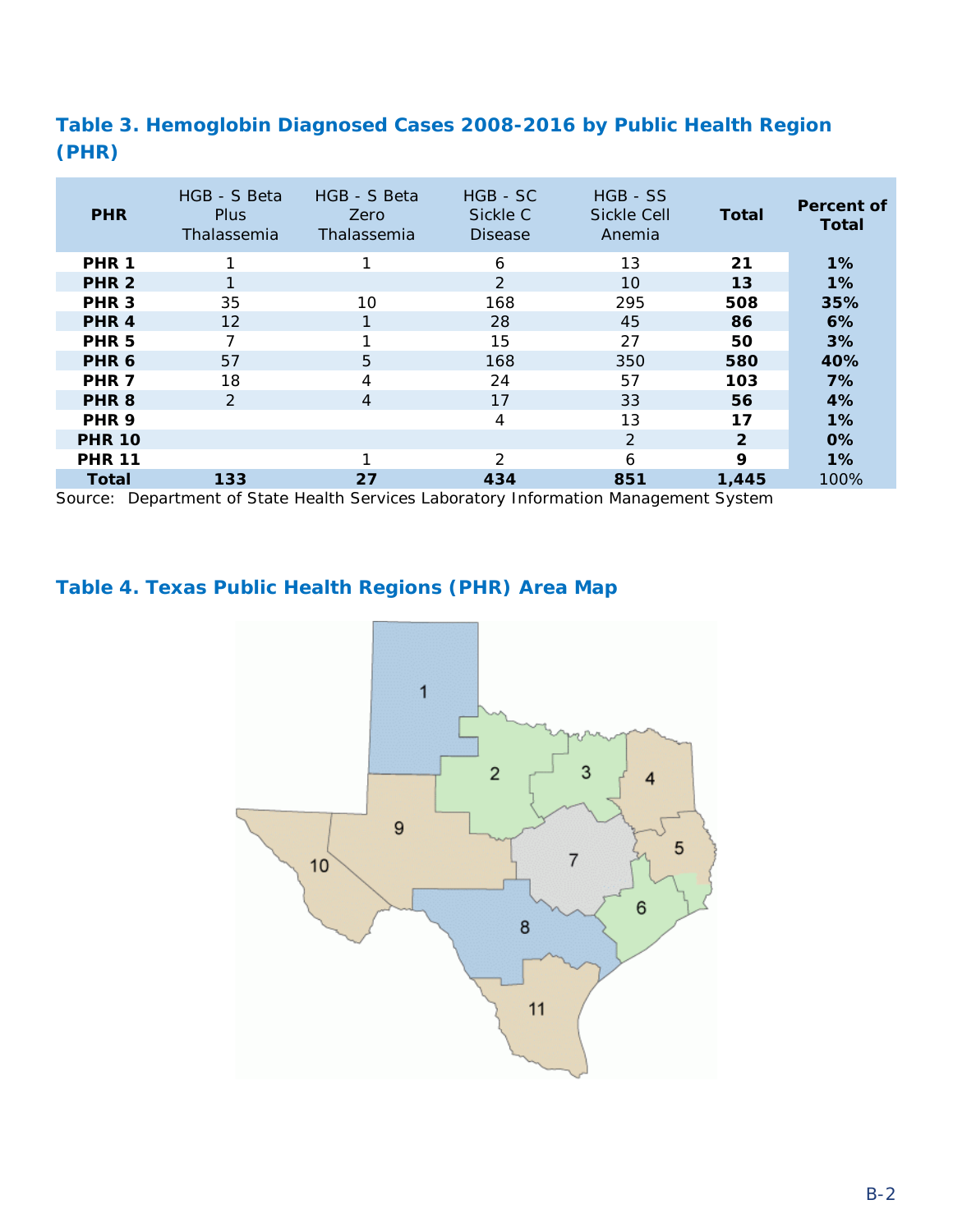## Table 3. Hemoglobin Diagnosed Cases 2008-2016 by Public Health Region (PHR)

| PHR | HGB - S Beta Plus Thalassemia | HGB - S Beta Zero Thalassemia | HGB - SC Sickle C Disease | HGB - SS Sickle Cell Anemia | Total | Percent of Total |
|---|---|---|---|---|---|---|
| **PHR 1** | 1 | 1 | 6 | 13 | **21** | **1%** |
| **PHR 2** | 1 | | 2 | 10 | **13** | **1%** |
| **PHR 3** | 35 | 10 | 168 | 295 | **508** | **35%** |
| **PHR 4** | 12 | 1 | 28 | 45 | **86** | **6%** |
| **PHR 5** | 7 | 1 | 15 | 27 | **50** | **3%** |
| **PHR 6** | 57 | 5 | 168 | 350 | **580** | **40%** |
| **PHR 7** | 18 | 4 | 24 | 57 | **103** | **7%** |
| **PHR 8** | 2 | 4 | 17 | 33 | **56** | **4%** |
| **PHR 9** | | | 4 | 13 | **17** | **1%** |
| **PHR 10** | | | | 2 | **2** | **0%** |
| **PHR 11** | | 1 | 2 | 6 | **9** | **1%** |
| **Total** | **133** | **27** | **434** | **851** | **1,445** | 100% |

Source: Department of State Health Services Laboratory Information Management System

## Table 4. Texas Public Health Regions (PHR) Area Map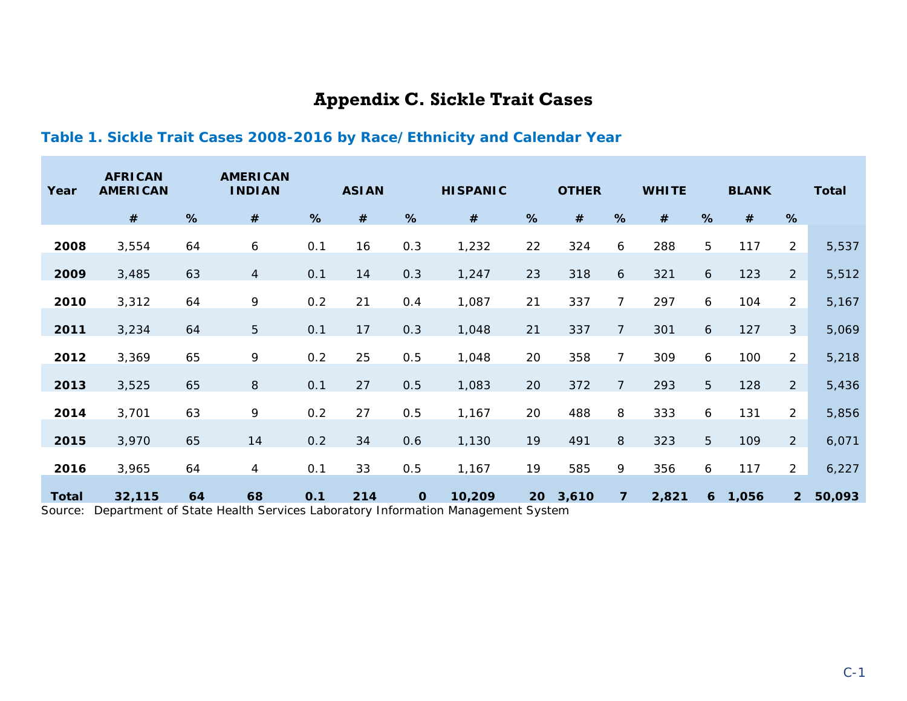# Appendix C. Sickle Trait Cases

### Table 1. Sickle Trait Cases 2008-2016 by Race/Ethnicity and Calendar Year

| Year | AFRICAN AMERICAN | | AMERICAN INDIAN | | ASIAN | | HISPANIC | | OTHER | | WHITE | | BLANK | | Total |
|---|---|---|---|---|---|---|---|---|---|---|---|---|---|---|---|
| | # | % | # | % | # | % | # | % | # | % | # | % | # | % | |
| **2008** | 3,554 | 64 | 6 | 0.1 | 16 | 0.3 | 1,232 | 22 | 324 | 6 | 288 | 5 | 117 | 2 | 5,537 |
| **2009** | 3,485 | 63 | 4 | 0.1 | 14 | 0.3 | 1,247 | 23 | 318 | 6 | 321 | 6 | 123 | 2 | 5,512 |
| **2010** | 3,312 | 64 | 9 | 0.2 | 21 | 0.4 | 1,087 | 21 | 337 | 7 | 297 | 6 | 104 | 2 | 5,167 |
| **2011** | 3,234 | 64 | 5 | 0.1 | 17 | 0.3 | 1,048 | 21 | 337 | 7 | 301 | 6 | 127 | 3 | 5,069 |
| **2012** | 3,369 | 65 | 9 | 0.2 | 25 | 0.5 | 1,048 | 20 | 358 | 7 | 309 | 6 | 100 | 2 | 5,218 |
| **2013** | 3,525 | 65 | 8 | 0.1 | 27 | 0.5 | 1,083 | 20 | 372 | 7 | 293 | 5 | 128 | 2 | 5,436 |
| **2014** | 3,701 | 63 | 9 | 0.2 | 27 | 0.5 | 1,167 | 20 | 488 | 8 | 333 | 6 | 131 | 2 | 5,856 |
| **2015** | 3,970 | 65 | 14 | 0.2 | 34 | 0.6 | 1,130 | 19 | 491 | 8 | 323 | 5 | 109 | 2 | 6,071 |
| **2016** | 3,965 | 64 | 4 | 0.1 | 33 | 0.5 | 1,167 | 19 | 585 | 9 | 356 | 6 | 117 | 2 | 6,227 |
| **Total** | **32,115** | **64** | **68** | **0.1** | **214** | **0** | **10,209** | **20** | **3,610** | **7** | **2,821** | **6** | **1,056** | **2** | **50,093** |

Source: Department of State Health Services Laboratory Information Management System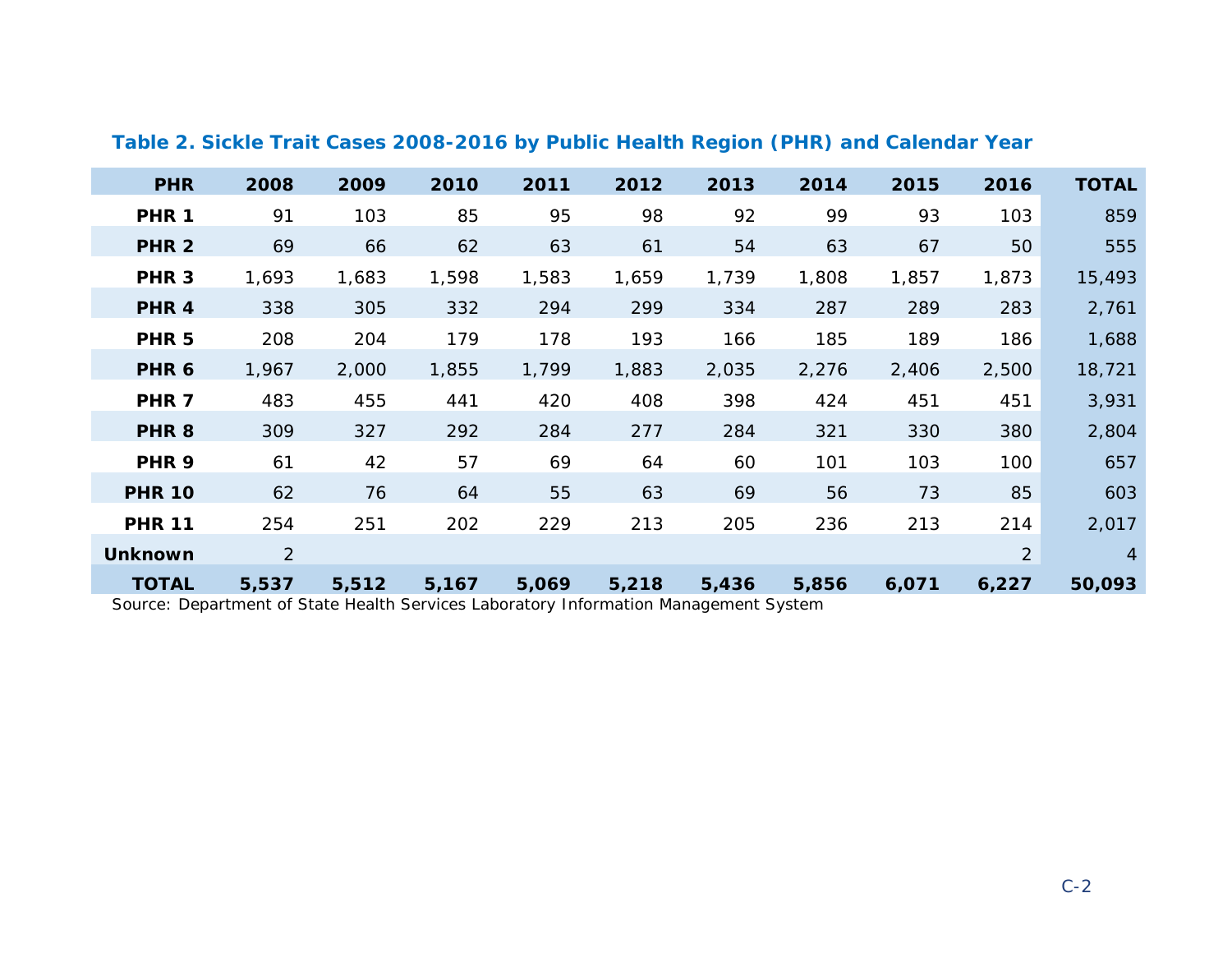### Table 2. Sickle Trait Cases 2008-2016 by Public Health Region (PHR) and Calendar Year

| PHR | 2008 | 2009 | 2010 | 2011 | 2012 | 2013 | 2014 | 2015 | 2016 | TOTAL |
|---|---|---|---|---|---|---|---|---|---|---|
| PHR 1 | 91 | 103 | 85 | 95 | 98 | 92 | 99 | 93 | 103 | 859 |
| PHR 2 | 69 | 66 | 62 | 63 | 61 | 54 | 63 | 67 | 50 | 555 |
| PHR 3 | 1,693 | 1,683 | 1,598 | 1,583 | 1,659 | 1,739 | 1,808 | 1,857 | 1,873 | 15,493 |
| PHR 4 | 338 | 305 | 332 | 294 | 299 | 334 | 287 | 289 | 283 | 2,761 |
| PHR 5 | 208 | 204 | 179 | 178 | 193 | 166 | 185 | 189 | 186 | 1,688 |
| PHR 6 | 1,967 | 2,000 | 1,855 | 1,799 | 1,883 | 2,035 | 2,276 | 2,406 | 2,500 | 18,721 |
| PHR 7 | 483 | 455 | 441 | 420 | 408 | 398 | 424 | 451 | 451 | 3,931 |
| PHR 8 | 309 | 327 | 292 | 284 | 277 | 284 | 321 | 330 | 380 | 2,804 |
| PHR 9 | 61 | 42 | 57 | 69 | 64 | 60 | 101 | 103 | 100 | 657 |
| PHR 10 | 62 | 76 | 64 | 55 | 63 | 69 | 56 | 73 | 85 | 603 |
| PHR 11 | 254 | 251 | 202 | 229 | 213 | 205 | 236 | 213 | 214 | 2,017 |
| Unknown | 2 | | | | | | | | 2 | 4 |
| **TOTAL** | **5,537** | **5,512** | **5,167** | **5,069** | **5,218** | **5,436** | **5,856** | **6,071** | **6,227** | **50,093** |

Source: Department of State Health Services Laboratory Information Management System